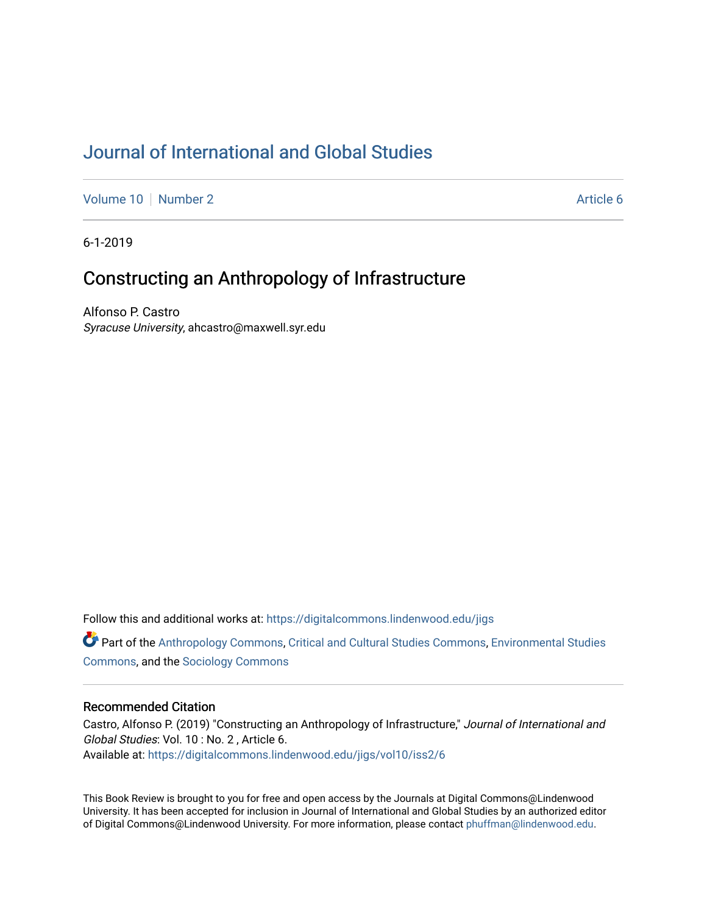# Journal of International and Global Studies

Volume 10 | Number 2 | Article 6

6-1-2019

## Constructing an Anthropology of Infrastructure

Alfonso P. Castro
*Syracuse University*, ahcastro@maxwell.syr.edu

Follow this and additional works at: https://digitalcommons.lindenwood.edu/jigs

Part of the Anthropology Commons, Critical and Cultural Studies Commons, Environmental Studies Commons, and the Sociology Commons

### Recommended Citation

Castro, Alfonso P. (2019) "Constructing an Anthropology of Infrastructure," *Journal of International and Global Studies*: Vol. 10 : No. 2 , Article 6.
Available at: https://digitalcommons.lindenwood.edu/jigs/vol10/iss2/6

This Book Review is brought to you for free and open access by the Journals at Digital Commons@Lindenwood University. It has been accepted for inclusion in Journal of International and Global Studies by an authorized editor of Digital Commons@Lindenwood University. For more information, please contact phuffman@lindenwood.edu.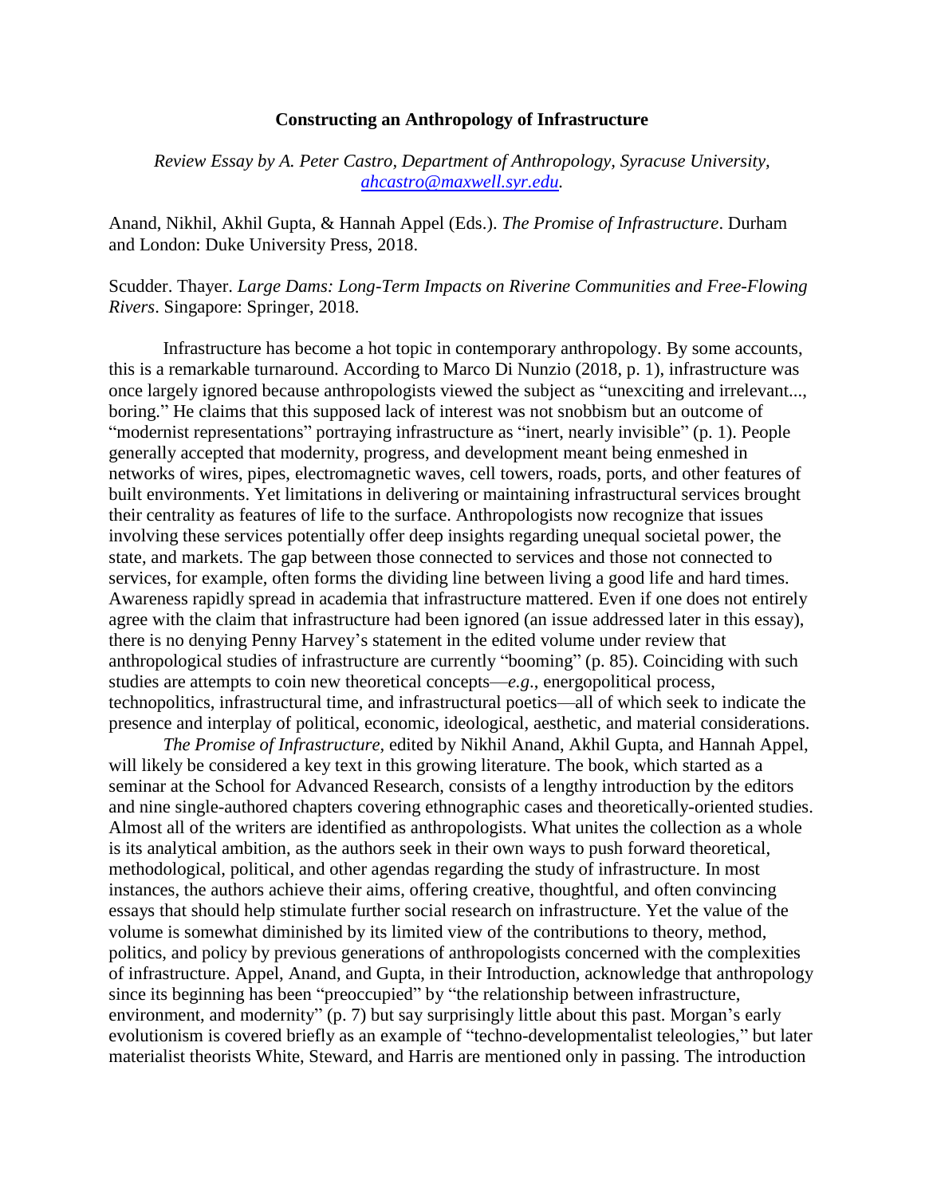**Constructing an Anthropology of Infrastructure**

*Review Essay by A. Peter Castro, Department of Anthropology, Syracuse University, ahcastro@maxwell.syr.edu.*

Anand, Nikhil, Akhil Gupta, & Hannah Appel (Eds.). *The Promise of Infrastructure*. Durham and London: Duke University Press, 2018.

Scudder. Thayer. *Large Dams: Long-Term Impacts on Riverine Communities and Free-Flowing Rivers*. Singapore: Springer, 2018.

Infrastructure has become a hot topic in contemporary anthropology. By some accounts, this is a remarkable turnaround. According to Marco Di Nunzio (2018, p. 1), infrastructure was once largely ignored because anthropologists viewed the subject as "unexciting and irrelevant..., boring." He claims that this supposed lack of interest was not snobbism but an outcome of "modernist representations" portraying infrastructure as "inert, nearly invisible" (p. 1). People generally accepted that modernity, progress, and development meant being enmeshed in networks of wires, pipes, electromagnetic waves, cell towers, roads, ports, and other features of built environments. Yet limitations in delivering or maintaining infrastructural services brought their centrality as features of life to the surface. Anthropologists now recognize that issues involving these services potentially offer deep insights regarding unequal societal power, the state, and markets. The gap between those connected to services and those not connected to services, for example, often forms the dividing line between living a good life and hard times. Awareness rapidly spread in academia that infrastructure mattered. Even if one does not entirely agree with the claim that infrastructure had been ignored (an issue addressed later in this essay), there is no denying Penny Harvey's statement in the edited volume under review that anthropological studies of infrastructure are currently "booming" (p. 85). Coinciding with such studies are attempts to coin new theoretical concepts—*e.g*., energopolitical process, technopolitics, infrastructural time, and infrastructural poetics—all of which seek to indicate the presence and interplay of political, economic, ideological, aesthetic, and material considerations.

*The Promise of Infrastructure,* edited by Nikhil Anand, Akhil Gupta, and Hannah Appel, will likely be considered a key text in this growing literature. The book, which started as a seminar at the School for Advanced Research, consists of a lengthy introduction by the editors and nine single-authored chapters covering ethnographic cases and theoretically-oriented studies. Almost all of the writers are identified as anthropologists. What unites the collection as a whole is its analytical ambition, as the authors seek in their own ways to push forward theoretical, methodological, political, and other agendas regarding the study of infrastructure. In most instances, the authors achieve their aims, offering creative, thoughtful, and often convincing essays that should help stimulate further social research on infrastructure. Yet the value of the volume is somewhat diminished by its limited view of the contributions to theory, method, politics, and policy by previous generations of anthropologists concerned with the complexities of infrastructure. Appel, Anand, and Gupta, in their Introduction, acknowledge that anthropology since its beginning has been "preoccupied" by "the relationship between infrastructure, environment, and modernity" (p. 7) but say surprisingly little about this past. Morgan's early evolutionism is covered briefly as an example of "techno-developmentalist teleologies," but later materialist theorists White, Steward, and Harris are mentioned only in passing. The introduction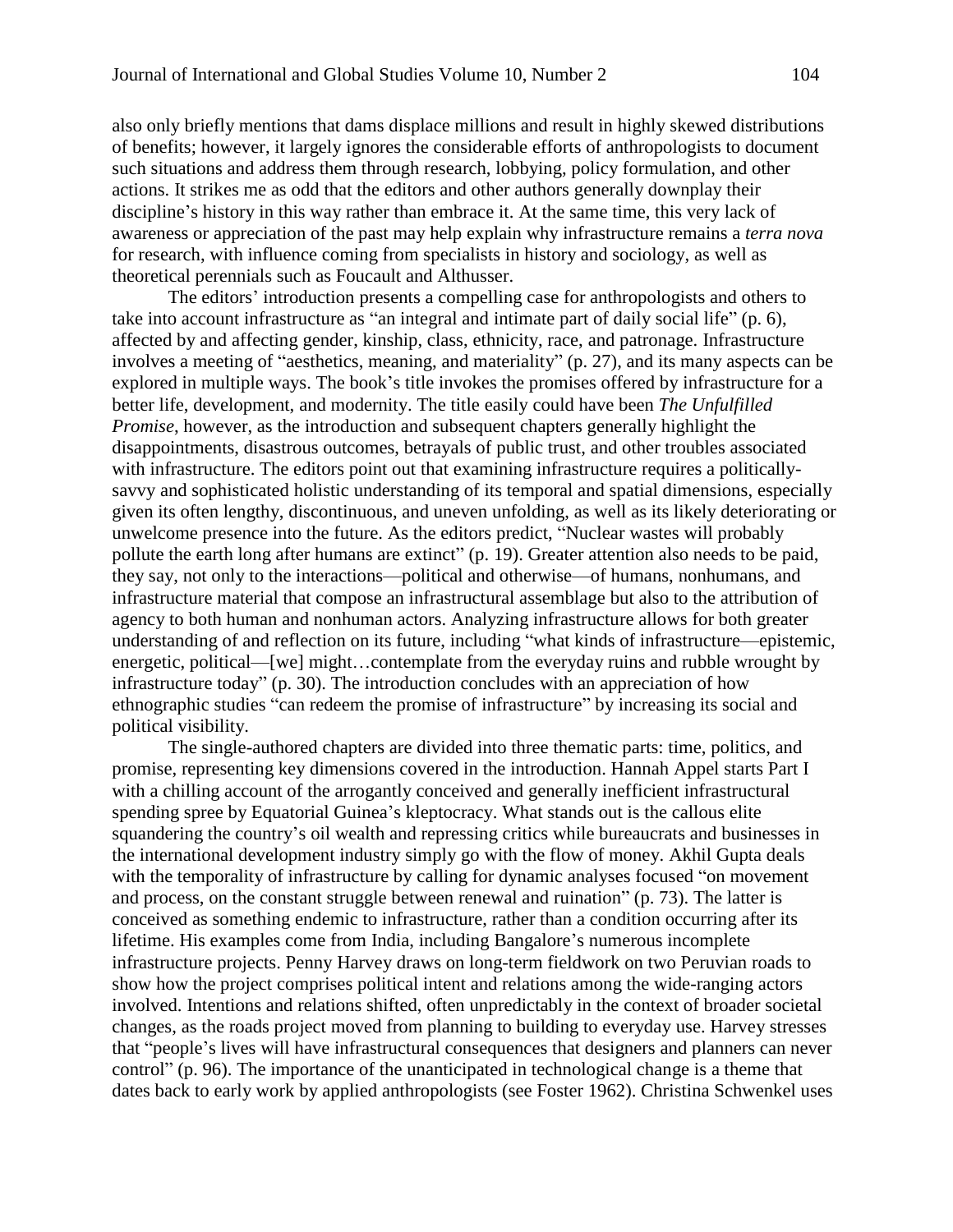also only briefly mentions that dams displace millions and result in highly skewed distributions of benefits; however, it largely ignores the considerable efforts of anthropologists to document such situations and address them through research, lobbying, policy formulation, and other actions. It strikes me as odd that the editors and other authors generally downplay their discipline's history in this way rather than embrace it. At the same time, this very lack of awareness or appreciation of the past may help explain why infrastructure remains a *terra nova* for research, with influence coming from specialists in history and sociology, as well as theoretical perennials such as Foucault and Althusser.

The editors' introduction presents a compelling case for anthropologists and others to take into account infrastructure as "an integral and intimate part of daily social life" (p. 6), affected by and affecting gender, kinship, class, ethnicity, race, and patronage. Infrastructure involves a meeting of "aesthetics, meaning, and materiality" (p. 27), and its many aspects can be explored in multiple ways. The book's title invokes the promises offered by infrastructure for a better life, development, and modernity. The title easily could have been *The Unfulfilled Promise*, however, as the introduction and subsequent chapters generally highlight the disappointments, disastrous outcomes, betrayals of public trust, and other troubles associated with infrastructure. The editors point out that examining infrastructure requires a politically-savvy and sophisticated holistic understanding of its temporal and spatial dimensions, especially given its often lengthy, discontinuous, and uneven unfolding, as well as its likely deteriorating or unwelcome presence into the future. As the editors predict, "Nuclear wastes will probably pollute the earth long after humans are extinct" (p. 19). Greater attention also needs to be paid, they say, not only to the interactions—political and otherwise—of humans, nonhumans, and infrastructure material that compose an infrastructural assemblage but also to the attribution of agency to both human and nonhuman actors. Analyzing infrastructure allows for both greater understanding of and reflection on its future, including "what kinds of infrastructure—epistemic, energetic, political—[we] might…contemplate from the everyday ruins and rubble wrought by infrastructure today" (p. 30). The introduction concludes with an appreciation of how ethnographic studies "can redeem the promise of infrastructure" by increasing its social and political visibility.

The single-authored chapters are divided into three thematic parts: time, politics, and promise, representing key dimensions covered in the introduction. Hannah Appel starts Part I with a chilling account of the arrogantly conceived and generally inefficient infrastructural spending spree by Equatorial Guinea's kleptocracy. What stands out is the callous elite squandering the country's oil wealth and repressing critics while bureaucrats and businesses in the international development industry simply go with the flow of money. Akhil Gupta deals with the temporality of infrastructure by calling for dynamic analyses focused "on movement and process, on the constant struggle between renewal and ruination" (p. 73). The latter is conceived as something endemic to infrastructure, rather than a condition occurring after its lifetime. His examples come from India, including Bangalore's numerous incomplete infrastructure projects. Penny Harvey draws on long-term fieldwork on two Peruvian roads to show how the project comprises political intent and relations among the wide-ranging actors involved. Intentions and relations shifted, often unpredictably in the context of broader societal changes, as the roads project moved from planning to building to everyday use. Harvey stresses that "people's lives will have infrastructural consequences that designers and planners can never control" (p. 96). The importance of the unanticipated in technological change is a theme that dates back to early work by applied anthropologists (see Foster 1962). Christina Schwenkel uses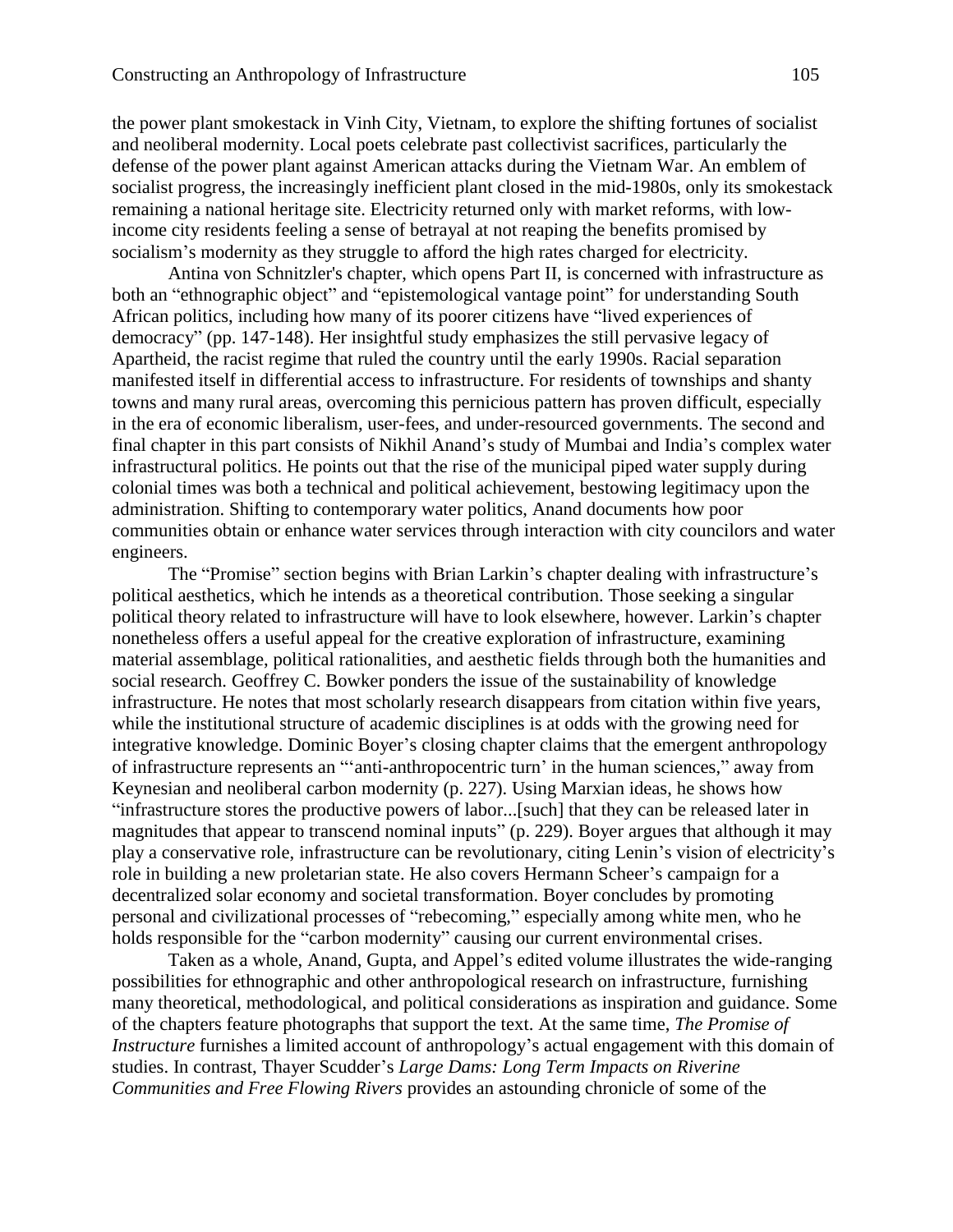the power plant smokestack in Vinh City, Vietnam, to explore the shifting fortunes of socialist and neoliberal modernity. Local poets celebrate past collectivist sacrifices, particularly the defense of the power plant against American attacks during the Vietnam War. An emblem of socialist progress, the increasingly inefficient plant closed in the mid-1980s, only its smokestack remaining a national heritage site. Electricity returned only with market reforms, with low-income city residents feeling a sense of betrayal at not reaping the benefits promised by socialism's modernity as they struggle to afford the high rates charged for electricity.

Antina von Schnitzler's chapter, which opens Part II, is concerned with infrastructure as both an "ethnographic object" and "epistemological vantage point" for understanding South African politics, including how many of its poorer citizens have "lived experiences of democracy" (pp. 147-148). Her insightful study emphasizes the still pervasive legacy of Apartheid, the racist regime that ruled the country until the early 1990s. Racial separation manifested itself in differential access to infrastructure. For residents of townships and shanty towns and many rural areas, overcoming this pernicious pattern has proven difficult, especially in the era of economic liberalism, user-fees, and under-resourced governments. The second and final chapter in this part consists of Nikhil Anand's study of Mumbai and India's complex water infrastructural politics. He points out that the rise of the municipal piped water supply during colonial times was both a technical and political achievement, bestowing legitimacy upon the administration. Shifting to contemporary water politics, Anand documents how poor communities obtain or enhance water services through interaction with city councilors and water engineers.

The "Promise" section begins with Brian Larkin's chapter dealing with infrastructure's political aesthetics, which he intends as a theoretical contribution. Those seeking a singular political theory related to infrastructure will have to look elsewhere, however. Larkin's chapter nonetheless offers a useful appeal for the creative exploration of infrastructure, examining material assemblage, political rationalities, and aesthetic fields through both the humanities and social research. Geoffrey C. Bowker ponders the issue of the sustainability of knowledge infrastructure. He notes that most scholarly research disappears from citation within five years, while the institutional structure of academic disciplines is at odds with the growing need for integrative knowledge. Dominic Boyer's closing chapter claims that the emergent anthropology of infrastructure represents an "'anti-anthropocentric turn' in the human sciences," away from Keynesian and neoliberal carbon modernity (p. 227). Using Marxian ideas, he shows how "infrastructure stores the productive powers of labor...[such] that they can be released later in magnitudes that appear to transcend nominal inputs" (p. 229). Boyer argues that although it may play a conservative role, infrastructure can be revolutionary, citing Lenin's vision of electricity's role in building a new proletarian state. He also covers Hermann Scheer's campaign for a decentralized solar economy and societal transformation. Boyer concludes by promoting personal and civilizational processes of "rebecoming," especially among white men, who he holds responsible for the "carbon modernity" causing our current environmental crises.

Taken as a whole, Anand, Gupta, and Appel's edited volume illustrates the wide-ranging possibilities for ethnographic and other anthropological research on infrastructure, furnishing many theoretical, methodological, and political considerations as inspiration and guidance. Some of the chapters feature photographs that support the text. At the same time, *The Promise of Instructure* furnishes a limited account of anthropology's actual engagement with this domain of studies. In contrast, Thayer Scudder's *Large Dams: Long Term Impacts on Riverine Communities and Free Flowing Rivers* provides an astounding chronicle of some of the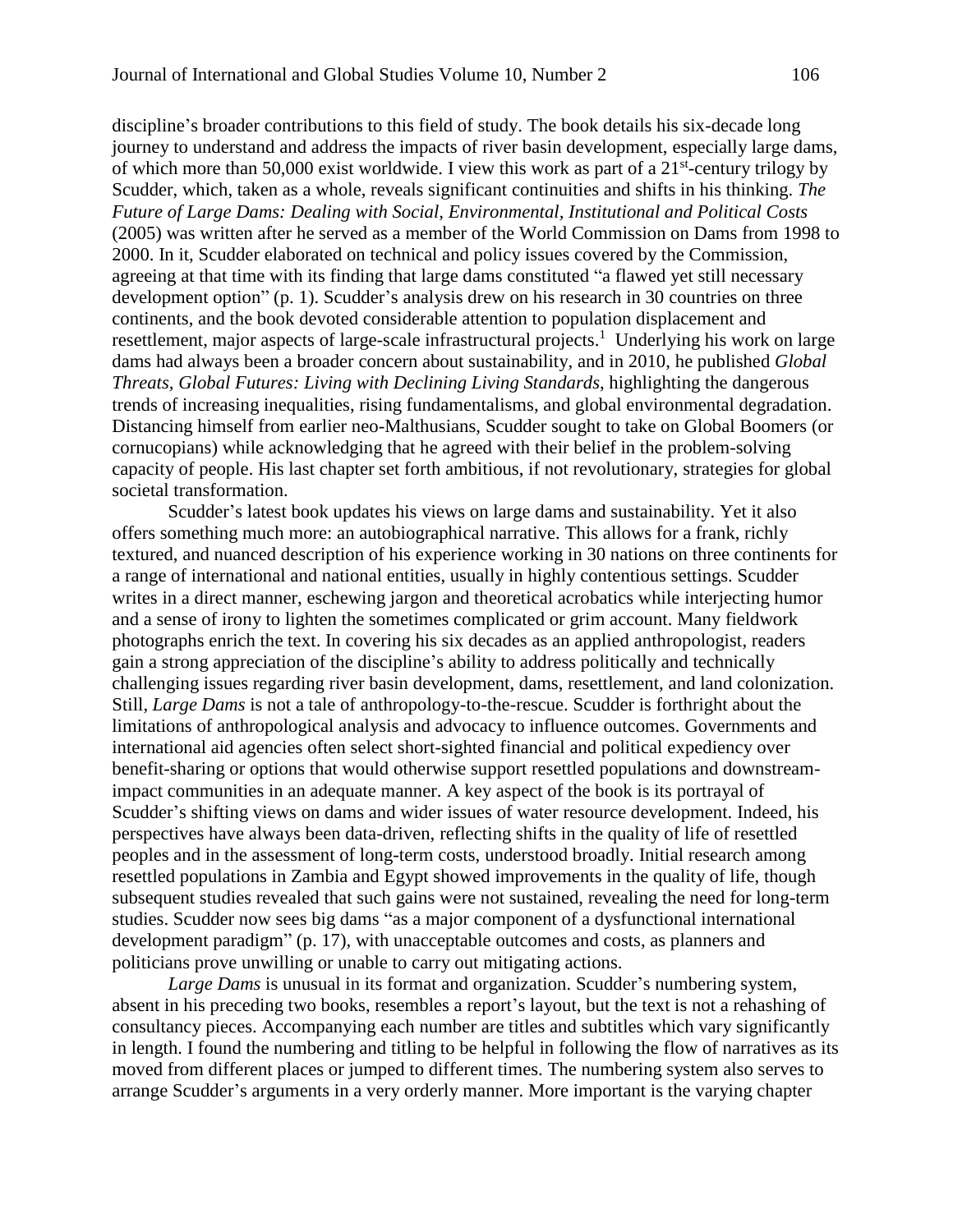discipline's broader contributions to this field of study. The book details his six-decade long journey to understand and address the impacts of river basin development, especially large dams, of which more than 50,000 exist worldwide. I view this work as part of a 21st-century trilogy by Scudder, which, taken as a whole, reveals significant continuities and shifts in his thinking. *The Future of Large Dams: Dealing with Social, Environmental, Institutional and Political Costs* (2005) was written after he served as a member of the World Commission on Dams from 1998 to 2000. In it, Scudder elaborated on technical and policy issues covered by the Commission, agreeing at that time with its finding that large dams constituted "a flawed yet still necessary development option" (p. 1). Scudder's analysis drew on his research in 30 countries on three continents, and the book devoted considerable attention to population displacement and resettlement, major aspects of large-scale infrastructural projects.[1] Underlying his work on large dams had always been a broader concern about sustainability, and in 2010, he published *Global Threats, Global Futures: Living with Declining Living Standards*, highlighting the dangerous trends of increasing inequalities, rising fundamentalisms, and global environmental degradation. Distancing himself from earlier neo-Malthusians, Scudder sought to take on Global Boomers (or cornucopians) while acknowledging that he agreed with their belief in the problem-solving capacity of people. His last chapter set forth ambitious, if not revolutionary, strategies for global societal transformation.

Scudder's latest book updates his views on large dams and sustainability. Yet it also offers something much more: an autobiographical narrative. This allows for a frank, richly textured, and nuanced description of his experience working in 30 nations on three continents for a range of international and national entities, usually in highly contentious settings. Scudder writes in a direct manner, eschewing jargon and theoretical acrobatics while interjecting humor and a sense of irony to lighten the sometimes complicated or grim account. Many fieldwork photographs enrich the text. In covering his six decades as an applied anthropologist, readers gain a strong appreciation of the discipline's ability to address politically and technically challenging issues regarding river basin development, dams, resettlement, and land colonization. Still, *Large Dams* is not a tale of anthropology-to-the-rescue. Scudder is forthright about the limitations of anthropological analysis and advocacy to influence outcomes. Governments and international aid agencies often select short-sighted financial and political expediency over benefit-sharing or options that would otherwise support resettled populations and downstream-impact communities in an adequate manner. A key aspect of the book is its portrayal of Scudder's shifting views on dams and wider issues of water resource development. Indeed, his perspectives have always been data-driven, reflecting shifts in the quality of life of resettled peoples and in the assessment of long-term costs, understood broadly. Initial research among resettled populations in Zambia and Egypt showed improvements in the quality of life, though subsequent studies revealed that such gains were not sustained, revealing the need for long-term studies. Scudder now sees big dams "as a major component of a dysfunctional international development paradigm" (p. 17), with unacceptable outcomes and costs, as planners and politicians prove unwilling or unable to carry out mitigating actions.

*Large Dams* is unusual in its format and organization. Scudder's numbering system, absent in his preceding two books, resembles a report's layout, but the text is not a rehashing of consultancy pieces. Accompanying each number are titles and subtitles which vary significantly in length. I found the numbering and titling to be helpful in following the flow of narratives as its moved from different places or jumped to different times. The numbering system also serves to arrange Scudder's arguments in a very orderly manner. More important is the varying chapter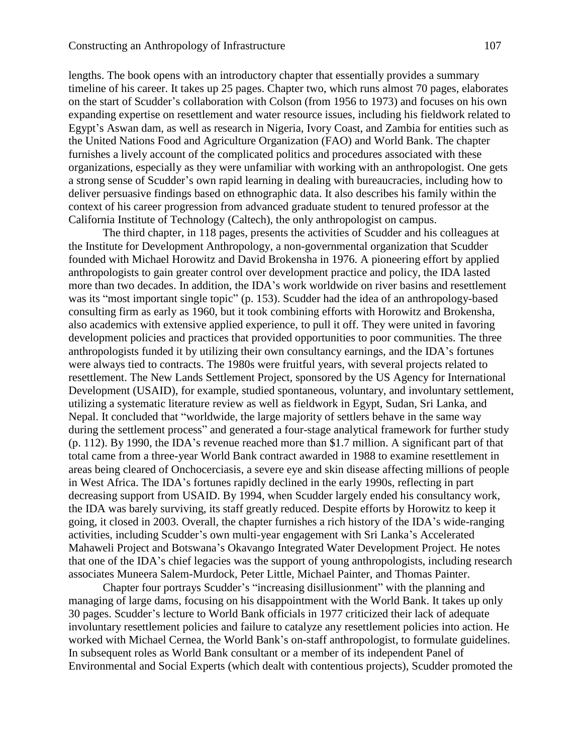lengths. The book opens with an introductory chapter that essentially provides a summary timeline of his career. It takes up 25 pages. Chapter two, which runs almost 70 pages, elaborates on the start of Scudder's collaboration with Colson (from 1956 to 1973) and focuses on his own expanding expertise on resettlement and water resource issues, including his fieldwork related to Egypt's Aswan dam, as well as research in Nigeria, Ivory Coast, and Zambia for entities such as the United Nations Food and Agriculture Organization (FAO) and World Bank. The chapter furnishes a lively account of the complicated politics and procedures associated with these organizations, especially as they were unfamiliar with working with an anthropologist. One gets a strong sense of Scudder's own rapid learning in dealing with bureaucracies, including how to deliver persuasive findings based on ethnographic data. It also describes his family within the context of his career progression from advanced graduate student to tenured professor at the California Institute of Technology (Caltech), the only anthropologist on campus.

The third chapter, in 118 pages, presents the activities of Scudder and his colleagues at the Institute for Development Anthropology, a non-governmental organization that Scudder founded with Michael Horowitz and David Brokensha in 1976. A pioneering effort by applied anthropologists to gain greater control over development practice and policy, the IDA lasted more than two decades. In addition, the IDA's work worldwide on river basins and resettlement was its "most important single topic" (p. 153). Scudder had the idea of an anthropology-based consulting firm as early as 1960, but it took combining efforts with Horowitz and Brokensha, also academics with extensive applied experience, to pull it off. They were united in favoring development policies and practices that provided opportunities to poor communities. The three anthropologists funded it by utilizing their own consultancy earnings, and the IDA's fortunes were always tied to contracts. The 1980s were fruitful years, with several projects related to resettlement. The New Lands Settlement Project, sponsored by the US Agency for International Development (USAID), for example, studied spontaneous, voluntary, and involuntary settlement, utilizing a systematic literature review as well as fieldwork in Egypt, Sudan, Sri Lanka, and Nepal. It concluded that "worldwide, the large majority of settlers behave in the same way during the settlement process" and generated a four-stage analytical framework for further study (p. 112). By 1990, the IDA's revenue reached more than $1.7 million. A significant part of that total came from a three-year World Bank contract awarded in 1988 to examine resettlement in areas being cleared of Onchocerciasis, a severe eye and skin disease affecting millions of people in West Africa. The IDA's fortunes rapidly declined in the early 1990s, reflecting in part decreasing support from USAID. By 1994, when Scudder largely ended his consultancy work, the IDA was barely surviving, its staff greatly reduced. Despite efforts by Horowitz to keep it going, it closed in 2003. Overall, the chapter furnishes a rich history of the IDA's wide-ranging activities, including Scudder's own multi-year engagement with Sri Lanka's Accelerated Mahaweli Project and Botswana's Okavango Integrated Water Development Project. He notes that one of the IDA's chief legacies was the support of young anthropologists, including research associates Muneera Salem-Murdock, Peter Little, Michael Painter, and Thomas Painter.

Chapter four portrays Scudder's "increasing disillusionment" with the planning and managing of large dams, focusing on his disappointment with the World Bank. It takes up only 30 pages. Scudder's lecture to World Bank officials in 1977 criticized their lack of adequate involuntary resettlement policies and failure to catalyze any resettlement policies into action. He worked with Michael Cernea, the World Bank's on-staff anthropologist, to formulate guidelines. In subsequent roles as World Bank consultant or a member of its independent Panel of Environmental and Social Experts (which dealt with contentious projects), Scudder promoted the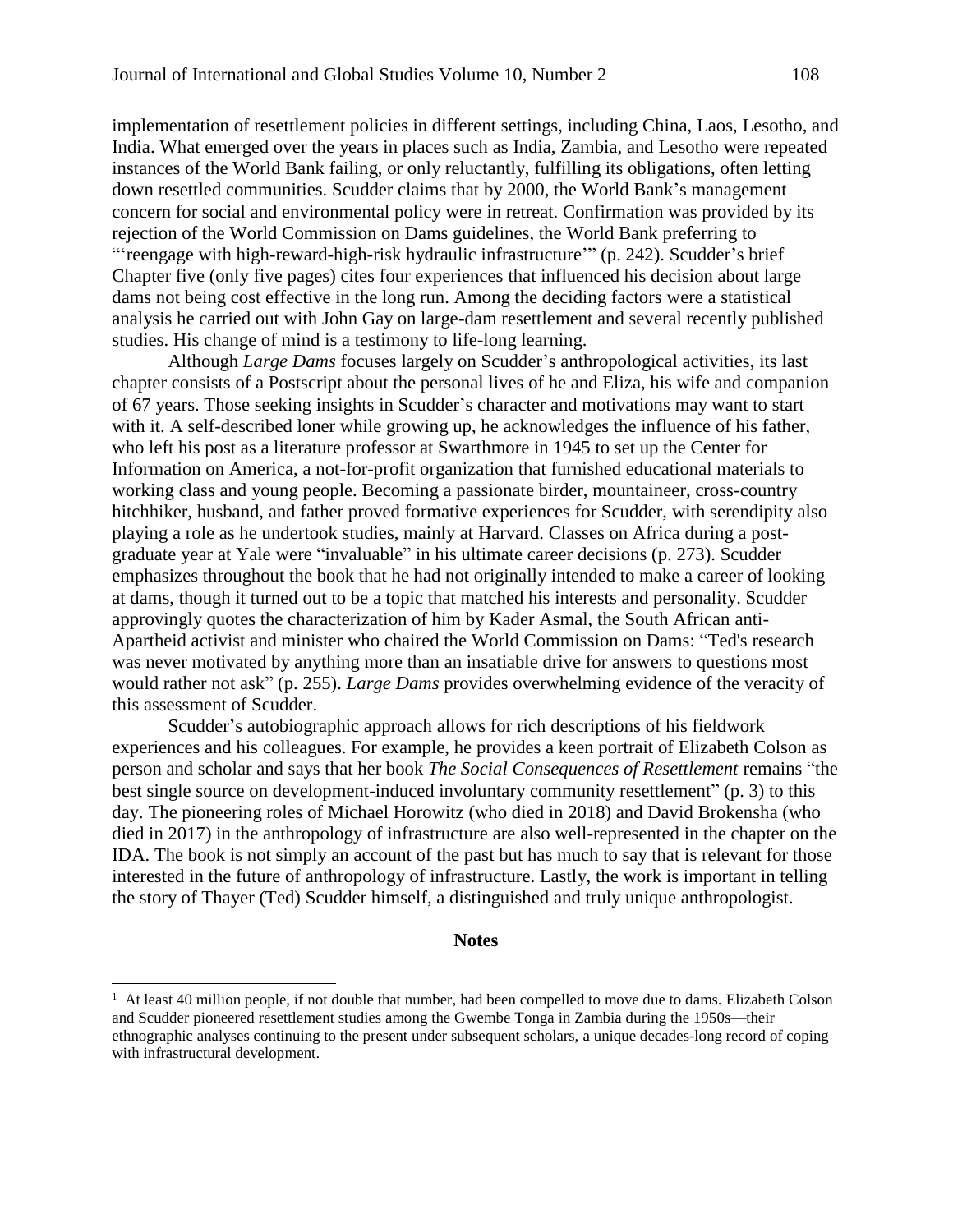implementation of resettlement policies in different settings, including China, Laos, Lesotho, and India. What emerged over the years in places such as India, Zambia, and Lesotho were repeated instances of the World Bank failing, or only reluctantly, fulfilling its obligations, often letting down resettled communities. Scudder claims that by 2000, the World Bank's management concern for social and environmental policy were in retreat. Confirmation was provided by its rejection of the World Commission on Dams guidelines, the World Bank preferring to "'reengage with high-reward-high-risk hydraulic infrastructure'" (p. 242). Scudder's brief Chapter five (only five pages) cites four experiences that influenced his decision about large dams not being cost effective in the long run. Among the deciding factors were a statistical analysis he carried out with John Gay on large-dam resettlement and several recently published studies. His change of mind is a testimony to life-long learning.

Although *Large Dams* focuses largely on Scudder's anthropological activities, its last chapter consists of a Postscript about the personal lives of he and Eliza, his wife and companion of 67 years. Those seeking insights in Scudder's character and motivations may want to start with it. A self-described loner while growing up, he acknowledges the influence of his father, who left his post as a literature professor at Swarthmore in 1945 to set up the Center for Information on America, a not-for-profit organization that furnished educational materials to working class and young people. Becoming a passionate birder, mountaineer, cross-country hitchhiker, husband, and father proved formative experiences for Scudder, with serendipity also playing a role as he undertook studies, mainly at Harvard. Classes on Africa during a post-graduate year at Yale were "invaluable" in his ultimate career decisions (p. 273). Scudder emphasizes throughout the book that he had not originally intended to make a career of looking at dams, though it turned out to be a topic that matched his interests and personality. Scudder approvingly quotes the characterization of him by Kader Asmal, the South African anti-Apartheid activist and minister who chaired the World Commission on Dams: "Ted's research was never motivated by anything more than an insatiable drive for answers to questions most would rather not ask" (p. 255). *Large Dams* provides overwhelming evidence of the veracity of this assessment of Scudder.

Scudder's autobiographic approach allows for rich descriptions of his fieldwork experiences and his colleagues. For example, he provides a keen portrait of Elizabeth Colson as person and scholar and says that her book *The Social Consequences of Resettlement* remains "the best single source on development-induced involuntary community resettlement" (p. 3) to this day. The pioneering roles of Michael Horowitz (who died in 2018) and David Brokensha (who died in 2017) in the anthropology of infrastructure are also well-represented in the chapter on the IDA. The book is not simply an account of the past but has much to say that is relevant for those interested in the future of anthropology of infrastructure. Lastly, the work is important in telling the story of Thayer (Ted) Scudder himself, a distinguished and truly unique anthropologist.

## Notes

[1] At least 40 million people, if not double that number, had been compelled to move due to dams. Elizabeth Colson and Scudder pioneered resettlement studies among the Gwembe Tonga in Zambia during the 1950s—their ethnographic analyses continuing to the present under subsequent scholars, a unique decades-long record of coping with infrastructural development.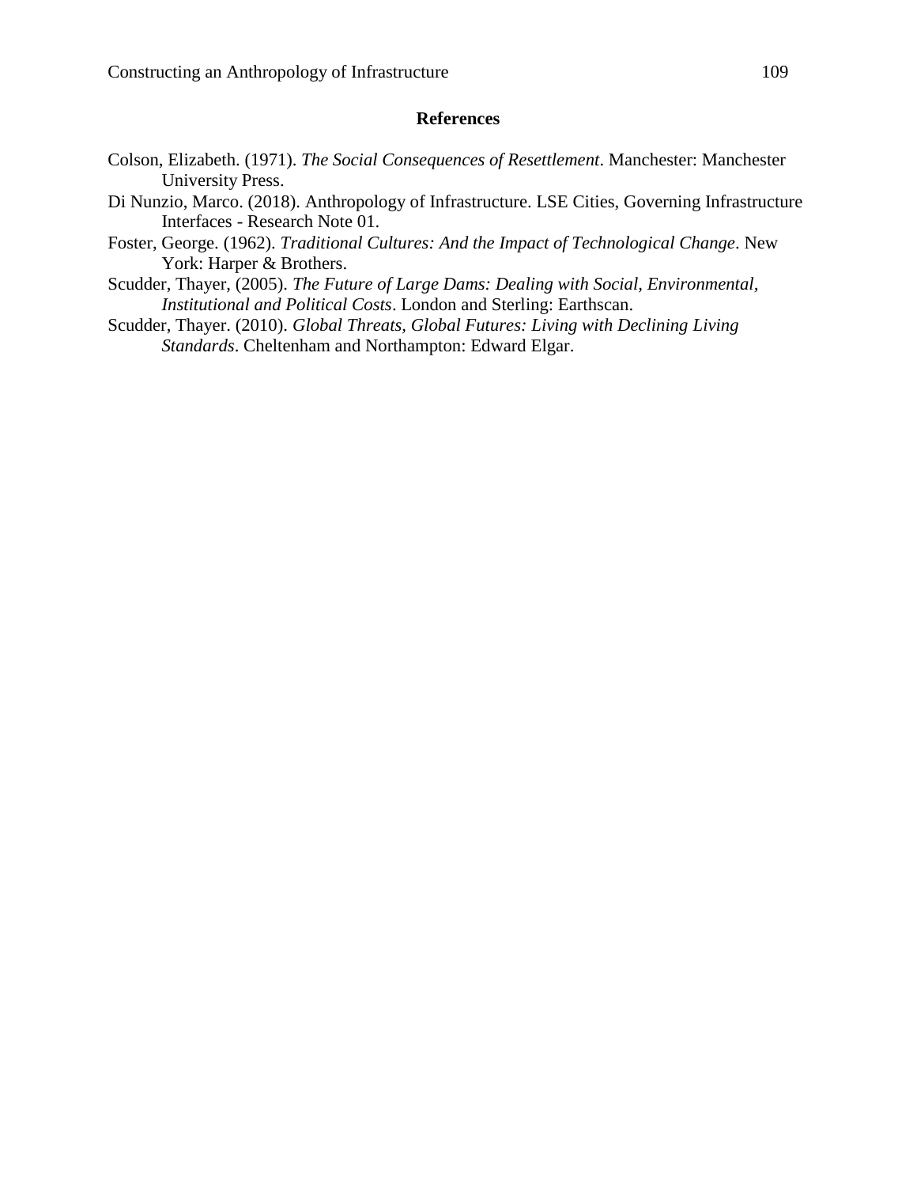## References

Colson, Elizabeth. (1971). *The Social Consequences of Resettlement*. Manchester: Manchester University Press.

Di Nunzio, Marco. (2018). Anthropology of Infrastructure. LSE Cities, Governing Infrastructure Interfaces - Research Note 01.

Foster, George. (1962). *Traditional Cultures: And the Impact of Technological Change*. New York: Harper & Brothers.

Scudder, Thayer, (2005). *The Future of Large Dams: Dealing with Social, Environmental, Institutional and Political Costs*. London and Sterling: Earthscan.

Scudder, Thayer. (2010). *Global Threats, Global Futures: Living with Declining Living Standards*. Cheltenham and Northampton: Edward Elgar.